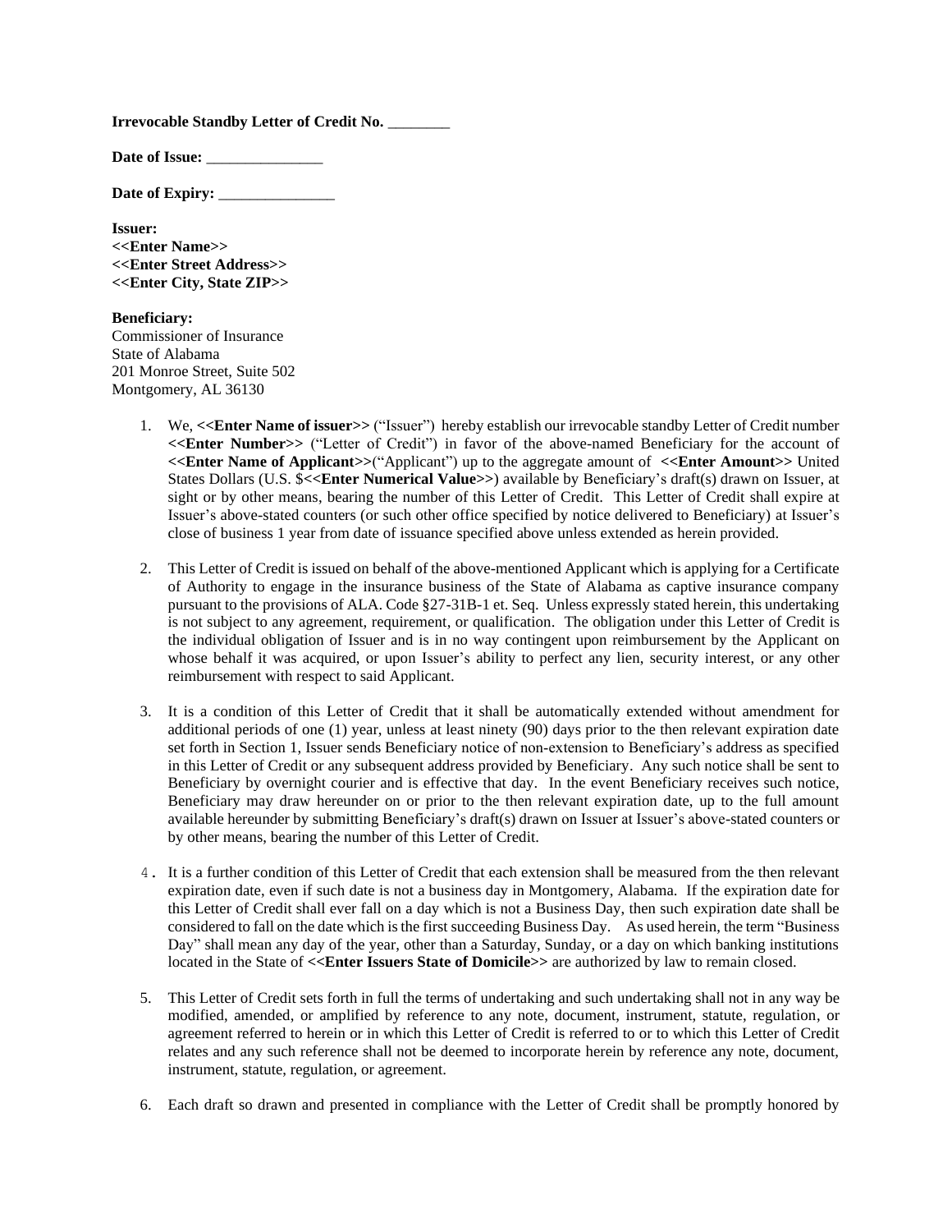**Irrevocable Standby Letter of Credit No. ________**

**Date of Issue: _______________**

**Date of Expiry: _______________**

**Issuer:**
**<<Enter Name>>**
**<<Enter Street Address>>**
**<<Enter City, State ZIP>>**

**Beneficiary:**
Commissioner of Insurance
State of Alabama
201 Monroe Street, Suite 502
Montgomery, AL 36130

1. We, **<<Enter Name of issuer>>** ("Issuer") hereby establish our irrevocable standby Letter of Credit number **<<Enter Number>>** ("Letter of Credit") in favor of the above-named Beneficiary for the account of **<<Enter Name of Applicant>>**("Applicant") up to the aggregate amount of **<<Enter Amount>>** United States Dollars (U.S. $**<<Enter Numerical Value>>**) available by Beneficiary's draft(s) drawn on Issuer, at sight or by other means, bearing the number of this Letter of Credit. This Letter of Credit shall expire at Issuer's above-stated counters (or such other office specified by notice delivered to Beneficiary) at Issuer's close of business 1 year from date of issuance specified above unless extended as herein provided.

2. This Letter of Credit is issued on behalf of the above-mentioned Applicant which is applying for a Certificate of Authority to engage in the insurance business of the State of Alabama as captive insurance company pursuant to the provisions of ALA. Code §27-31B-1 et. Seq. Unless expressly stated herein, this undertaking is not subject to any agreement, requirement, or qualification. The obligation under this Letter of Credit is the individual obligation of Issuer and is in no way contingent upon reimbursement by the Applicant on whose behalf it was acquired, or upon Issuer's ability to perfect any lien, security interest, or any other reimbursement with respect to said Applicant.

3. It is a condition of this Letter of Credit that it shall be automatically extended without amendment for additional periods of one (1) year, unless at least ninety (90) days prior to the then relevant expiration date set forth in Section 1, Issuer sends Beneficiary notice of non-extension to Beneficiary's address as specified in this Letter of Credit or any subsequent address provided by Beneficiary. Any such notice shall be sent to Beneficiary by overnight courier and is effective that day. In the event Beneficiary receives such notice, Beneficiary may draw hereunder on or prior to the then relevant expiration date, up to the full amount available hereunder by submitting Beneficiary's draft(s) drawn on Issuer at Issuer's above-stated counters or by other means, bearing the number of this Letter of Credit.

4. It is a further condition of this Letter of Credit that each extension shall be measured from the then relevant expiration date, even if such date is not a business day in Montgomery, Alabama. If the expiration date for this Letter of Credit shall ever fall on a day which is not a Business Day, then such expiration date shall be considered to fall on the date which is the first succeeding Business Day. As used herein, the term "Business Day" shall mean any day of the year, other than a Saturday, Sunday, or a day on which banking institutions located in the State of **<<Enter Issuers State of Domicile>>** are authorized by law to remain closed.

5. This Letter of Credit sets forth in full the terms of undertaking and such undertaking shall not in any way be modified, amended, or amplified by reference to any note, document, instrument, statute, regulation, or agreement referred to herein or in which this Letter of Credit is referred to or to which this Letter of Credit relates and any such reference shall not be deemed to incorporate herein by reference any note, document, instrument, statute, regulation, or agreement.

6. Each draft so drawn and presented in compliance with the Letter of Credit shall be promptly honored by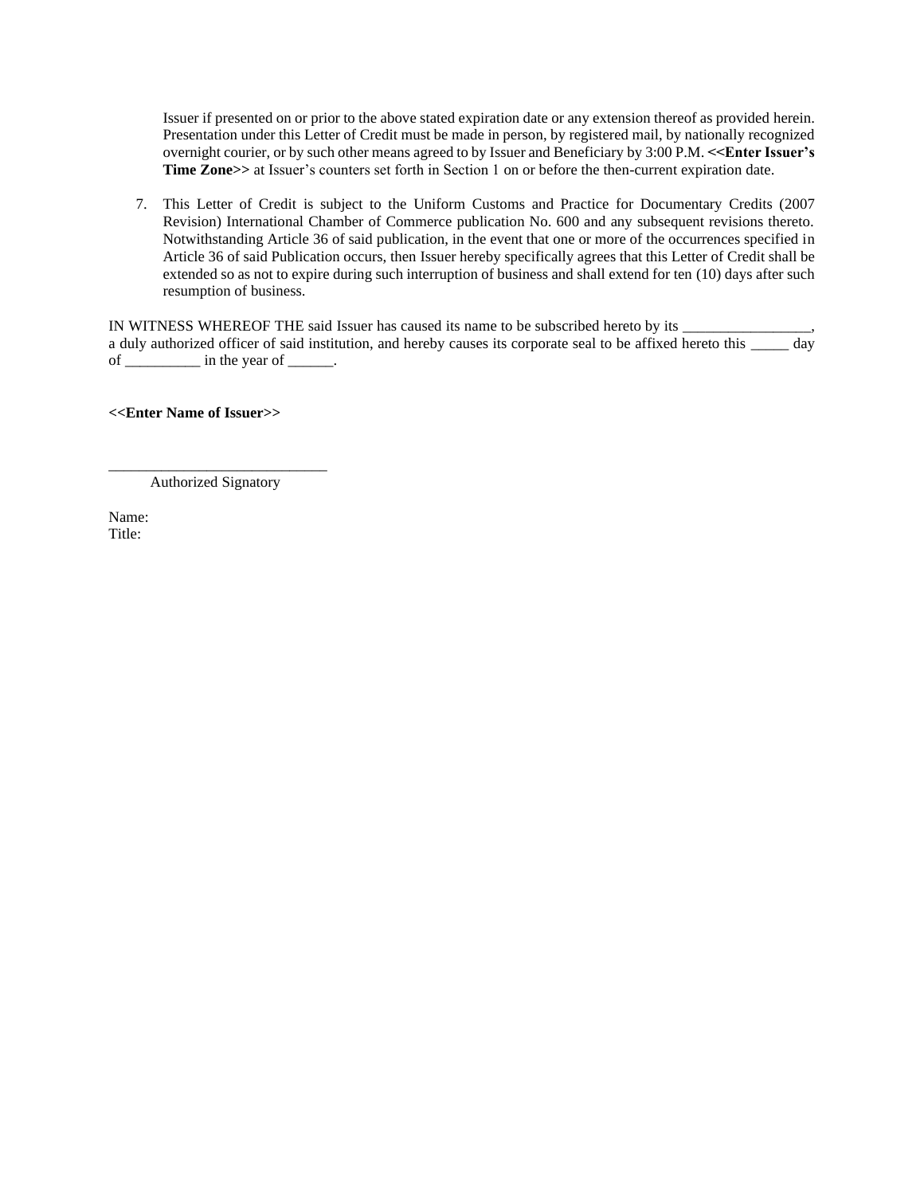Issuer if presented on or prior to the above stated expiration date or any extension thereof as provided herein. Presentation under this Letter of Credit must be made in person, by registered mail, by nationally recognized overnight courier, or by such other means agreed to by Issuer and Beneficiary by 3:00 P.M. **<<Enter Issuer's Time Zone>>** at Issuer's counters set forth in Section 1 on or before the then-current expiration date.

7. This Letter of Credit is subject to the Uniform Customs and Practice for Documentary Credits (2007 Revision) International Chamber of Commerce publication No. 600 and any subsequent revisions thereto. Notwithstanding Article 36 of said publication, in the event that one or more of the occurrences specified in Article 36 of said Publication occurs, then Issuer hereby specifically agrees that this Letter of Credit shall be extended so as not to expire during such interruption of business and shall extend for ten (10) days after such resumption of business.

IN WITNESS WHEREOF THE said Issuer has caused its name to be subscribed hereto by its _________________, a duly authorized officer of said institution, and hereby causes its corporate seal to be affixed hereto this _____ day of __________ in the year of ______.

**<<Enter Name of Issuer>>**

_____________________________
Authorized Signatory

Name:
Title: